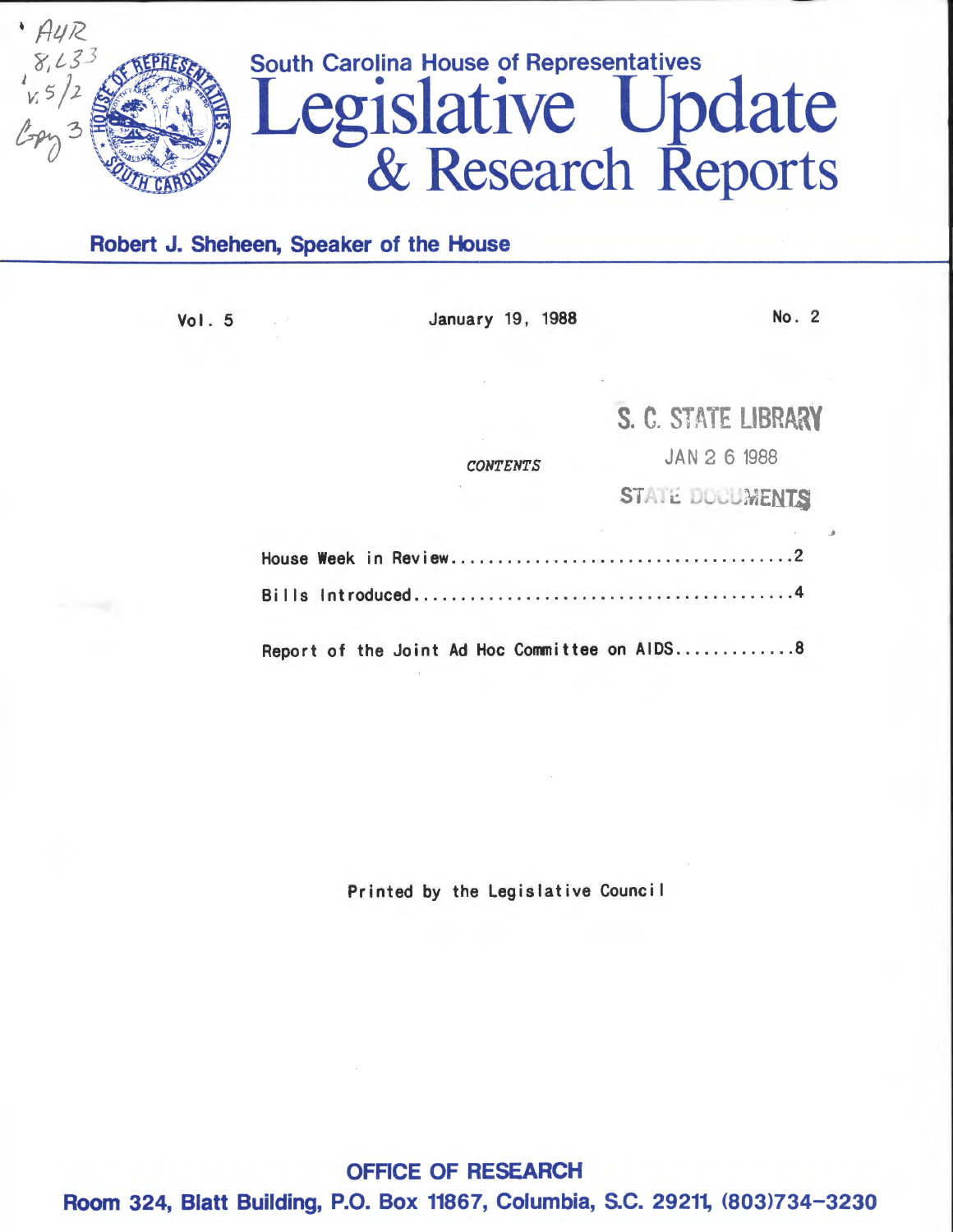South Carolina House of Representatives

# Legislative Update & Research Reports

**Robert J. Sheheen, Speaker of the House**

Vol. 5 — January 19, 1988 — No. 2

S. C. STATE LIBRARY
JAN 26 1988
STATE DOCUMENTS

*CONTENTS*

House Week in Review....................................2

Bills Introduced........................................4

Report of the Joint Ad Hoc Committee on AIDS.............8

Printed by the Legislative Council

**OFFICE OF RESEARCH**

**Room 324, Blatt Building, P.O. Box 11867, Columbia, S.C. 29211, (803)734-3230**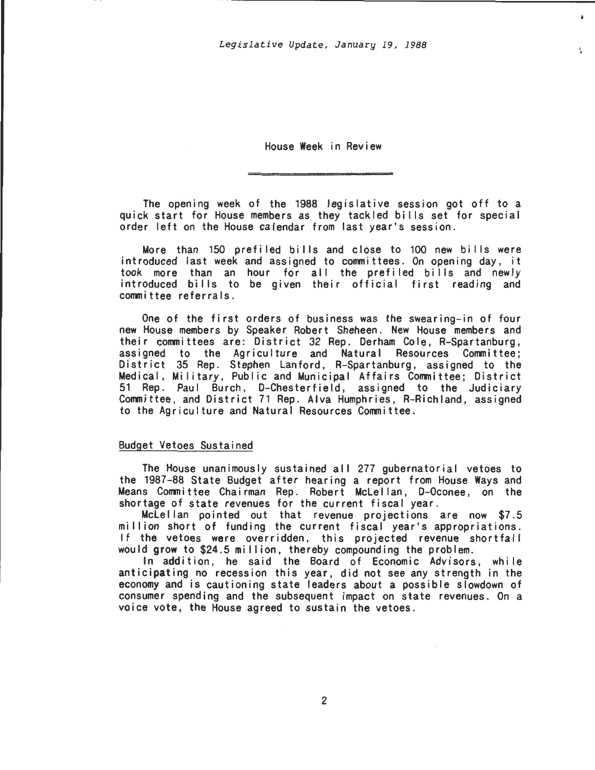## House Week in Review

The opening week of the 1988 legislative session got off to a quick start for House members as they tackled bills set for special order left on the House calendar from last year's session.

More than 150 prefiled bills and close to 100 new bills were introduced last week and assigned to committees. On opening day, it took more than an hour for all the prefiled bills and newly introduced bills to be given their official first reading and committee referrals.

One of the first orders of business was the swearing-in of four new House members by Speaker Robert Sheheen. New House members and their committees are: District 32 Rep. Derham Cole, R-Spartanburg, assigned to the Agriculture and Natural Resources Committee; District 35 Rep. Stephen Lanford, R-Spartanburg, assigned to the Medical, Military, Public and Municipal Affairs Committee; District 51 Rep. Paul Burch, D-Chesterfield, assigned to the Judiciary Committee, and District 71 Rep. Alva Humphries, R-Richland, assigned to the Agriculture and Natural Resources Committee.

### Budget Vetoes Sustained

The House unanimously sustained all 277 gubernatorial vetoes to the 1987-88 State Budget after hearing a report from House Ways and Means Committee Chairman Rep. Robert McLellan, D-Oconee, on the shortage of state revenues for the current fiscal year.

McLellan pointed out that revenue projections are now $7.5 million short of funding the current fiscal year's appropriations. If the vetoes were overridden, this projected revenue shortfall would grow to $24.5 million, thereby compounding the problem.

In addition, he said the Board of Economic Advisors, while anticipating no recession this year, did not see any strength in the economy and is cautioning state leaders about a possible slowdown of consumer spending and the subsequent impact on state revenues. On a voice vote, the House agreed to sustain the vetoes.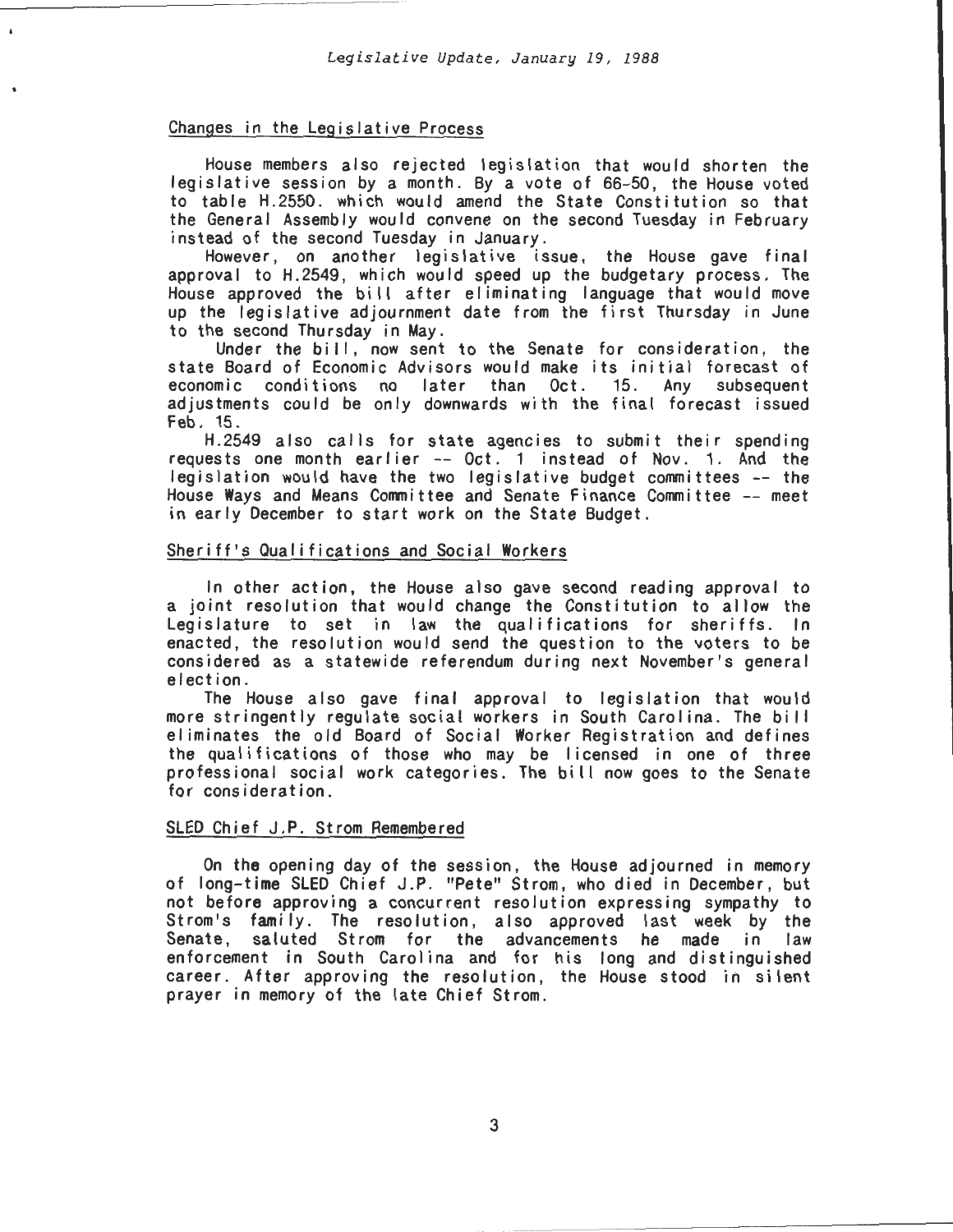## Changes in the Legislative Process

House members also rejected legislation that would shorten the legislative session by a month. By a vote of 66-50, the House voted to table H.2550. which would amend the State Constitution so that the General Assembly would convene on the second Tuesday in February instead of the second Tuesday in January.

However, on another legislative issue, the House gave final approval to H.2549, which would speed up the budgetary process. The House approved the bill after eliminating language that would move up the legislative adjournment date from the first Thursday in June to the second Thursday in May.

Under the bill, now sent to the Senate for consideration, the state Board of Economic Advisors would make its initial forecast of economic conditions no later than Oct. 15. Any subsequent adjustments could be only downwards with the final forecast issued Feb. 15.

H.2549 also calls for state agencies to submit their spending requests one month earlier -- Oct. 1 instead of Nov. 1. And the legislation would have the two legislative budget committees -- the House Ways and Means Committee and Senate Finance Committee -- meet in early December to start work on the State Budget.

## Sheriff's Qualifications and Social Workers

In other action, the House also gave second reading approval to a joint resolution that would change the Constitution to allow the Legislature to set in law the qualifications for sheriffs. In enacted, the resolution would send the question to the voters to be considered as a statewide referendum during next November's general election.

The House also gave final approval to legislation that would more stringently regulate social workers in South Carolina. The bill eliminates the old Board of Social Worker Registration and defines the qualifications of those who may be licensed in one of three professional social work categories. The bill now goes to the Senate for consideration.

## SLED Chief J.P. Strom Remembered

On the opening day of the session, the House adjourned in memory of long-time SLED Chief J.P. "Pete" Strom, who died in December, but not before approving a concurrent resolution expressing sympathy to Strom's family. The resolution, also approved last week by the Senate, saluted Strom for the advancements he made in law enforcement in South Carolina and for his long and distinguished career. After approving the resolution, the House stood in silent prayer in memory of the late Chief Strom.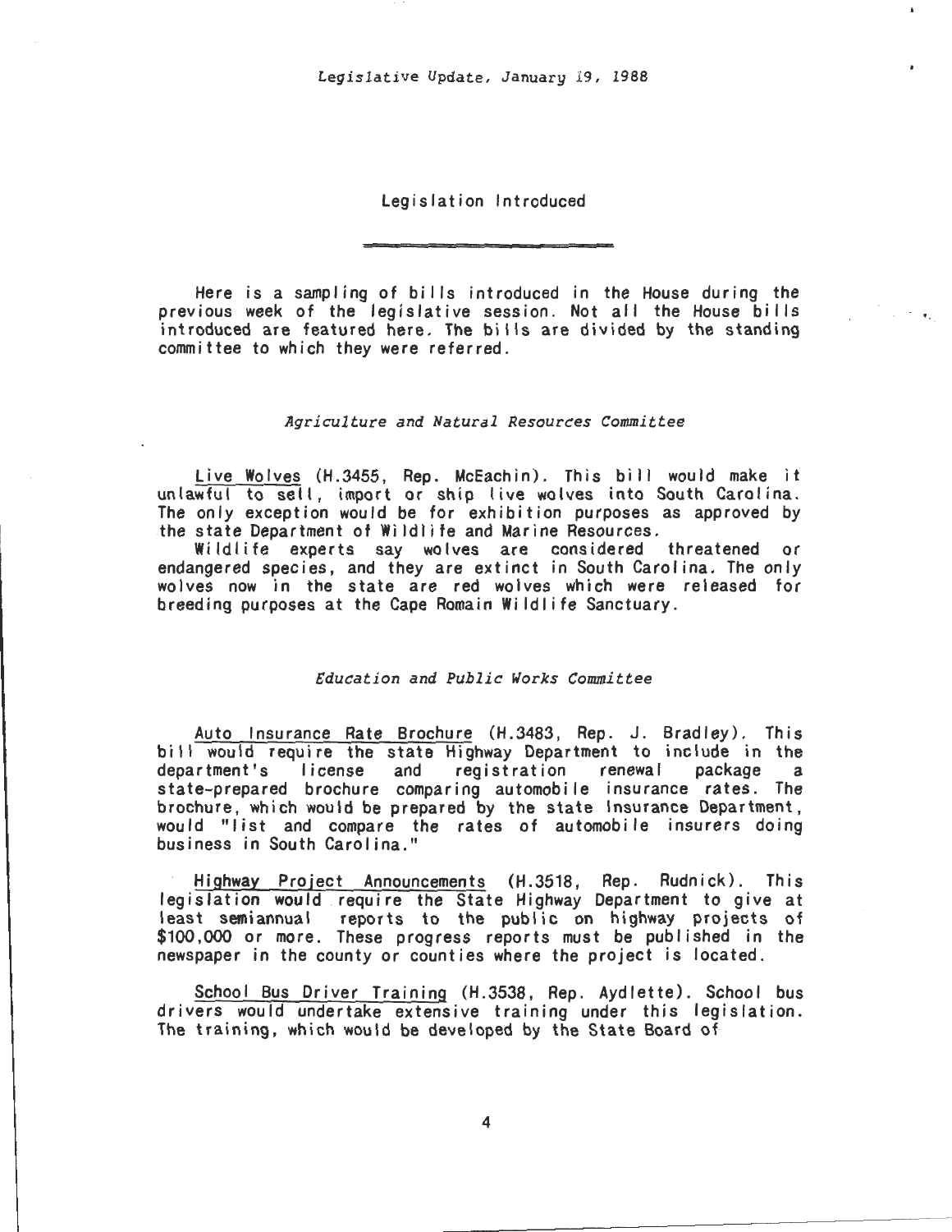## Legislation Introduced

Here is a sampling of bills introduced in the House during the previous week of the legislative session. Not all the House bills introduced are featured here. The bills are divided by the standing committee to which they were referred.

### *Agriculture and Natural Resources Committee*

Live Wolves (H.3455, Rep. McEachin). This bill would make it unlawful to sell, import or ship live wolves into South Carolina. The only exception would be for exhibition purposes as approved by the state Department of Wildlife and Marine Resources.

Wildlife experts say wolves are considered threatened or endangered species, and they are extinct in South Carolina. The only wolves now in the state are red wolves which were released for breeding purposes at the Cape Romain Wildlife Sanctuary.

### *Education and Public Works Committee*

Auto Insurance Rate Brochure (H.3483, Rep. J. Bradley). This bill would require the state Highway Department to include in the department's license and registration renewal package a state-prepared brochure comparing automobile insurance rates. The brochure, which would be prepared by the state Insurance Department, would "list and compare the rates of automobile insurers doing business in South Carolina."

Highway Project Announcements (H.3518, Rep. Rudnick). This legislation would require the State Highway Department to give at least semiannual reports to the public on highway projects of $100,000 or more. These progress reports must be published in the newspaper in the county or counties where the project is located.

School Bus Driver Training (H.3538, Rep. Aydlette). School bus drivers would undertake extensive training under this legislation. The training, which would be developed by the State Board of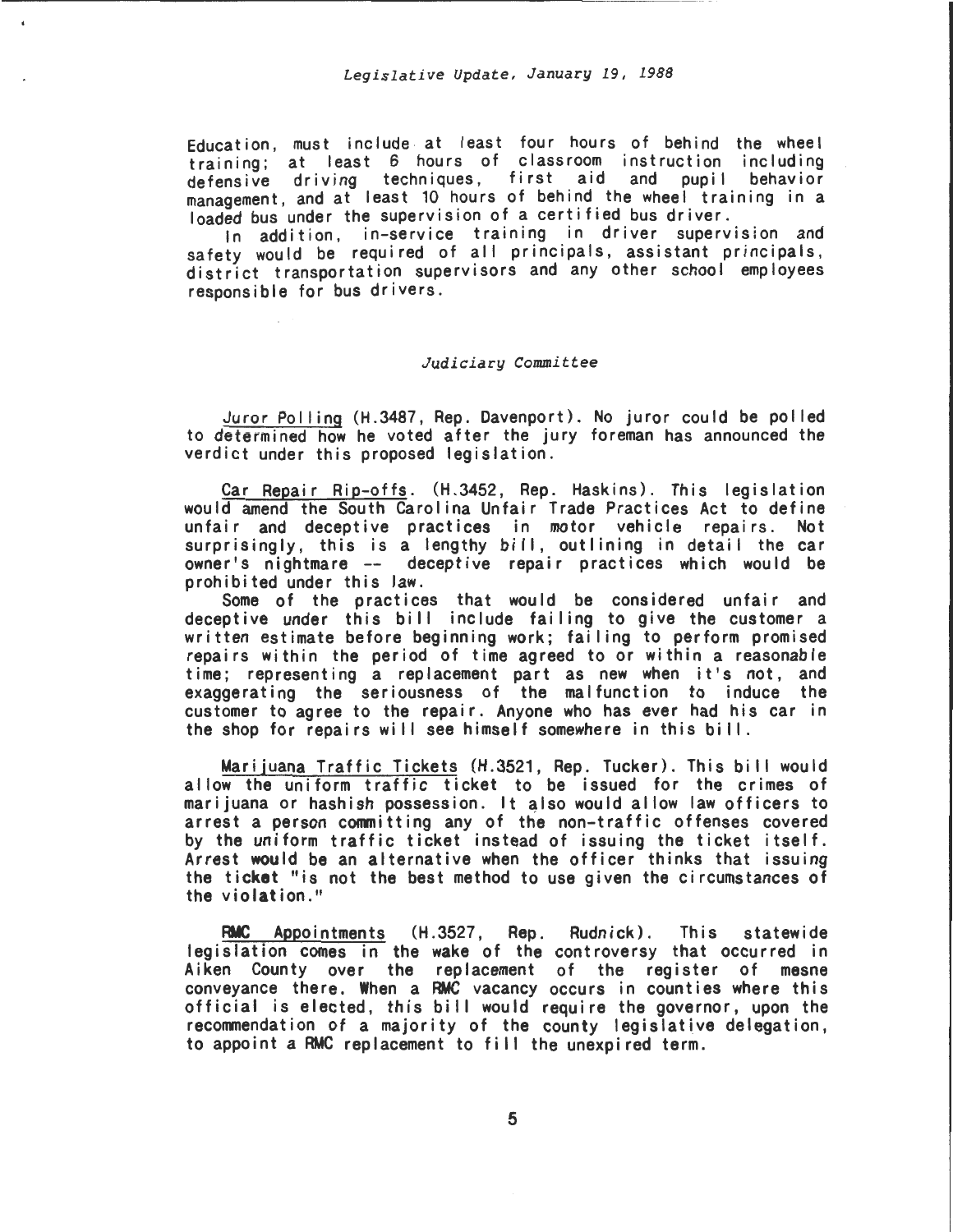Education, must include at least four hours of behind the wheel training; at least 6 hours of classroom instruction including defensive driving techniques, first aid and pupil behavior management, and at least 10 hours of behind the wheel training in a loaded bus under the supervision of a certified bus driver.

In addition, in-service training in driver supervision and safety would be required of all principals, assistant principals, district transportation supervisors and any other school employees responsible for bus drivers.

### *Judiciary Committee*

Juror Polling (H.3487, Rep. Davenport). No juror could be polled to determined how he voted after the jury foreman has announced the verdict under this proposed legislation.

Car Repair Rip-offs. (H.3452, Rep. Haskins). This legislation would amend the South Carolina Unfair Trade Practices Act to define unfair and deceptive practices in motor vehicle repairs. Not surprisingly, this is a lengthy bill, outlining in detail the car owner's nightmare -- deceptive repair practices which would be prohibited under this law.

Some of the practices that would be considered unfair and deceptive under this bill include failing to give the customer a written estimate before beginning work; failing to perform promised repairs within the period of time agreed to or within a reasonable time; representing a replacement part as new when it's not, and exaggerating the seriousness of the malfunction to induce the customer to agree to the repair. Anyone who has ever had his car in the shop for repairs will see himself somewhere in this bill.

Marijuana Traffic Tickets (H.3521, Rep. Tucker). This bill would allow the uniform traffic ticket to be issued for the crimes of marijuana or hashish possession. It also would allow law officers to arrest a person commiting any of the non-traffic offenses covered by the uniform traffic ticket instead of issuing the ticket itself. Arrest would be an alternative when the officer thinks that issuing the ticket "is not the best method to use given the circumstances of the violation."

RMC Appointments (H.3527, Rep. Rudnick). This statewide legislation comes in the wake of the controversy that occurred in Aiken County over the replacement of the register of mesne conveyance there. When a RMC vacancy occurs in counties where this official is elected, this bill would require the governor, upon the recommendation of a majority of the county legislative delegation, to appoint a RMC replacement to fill the unexpired term.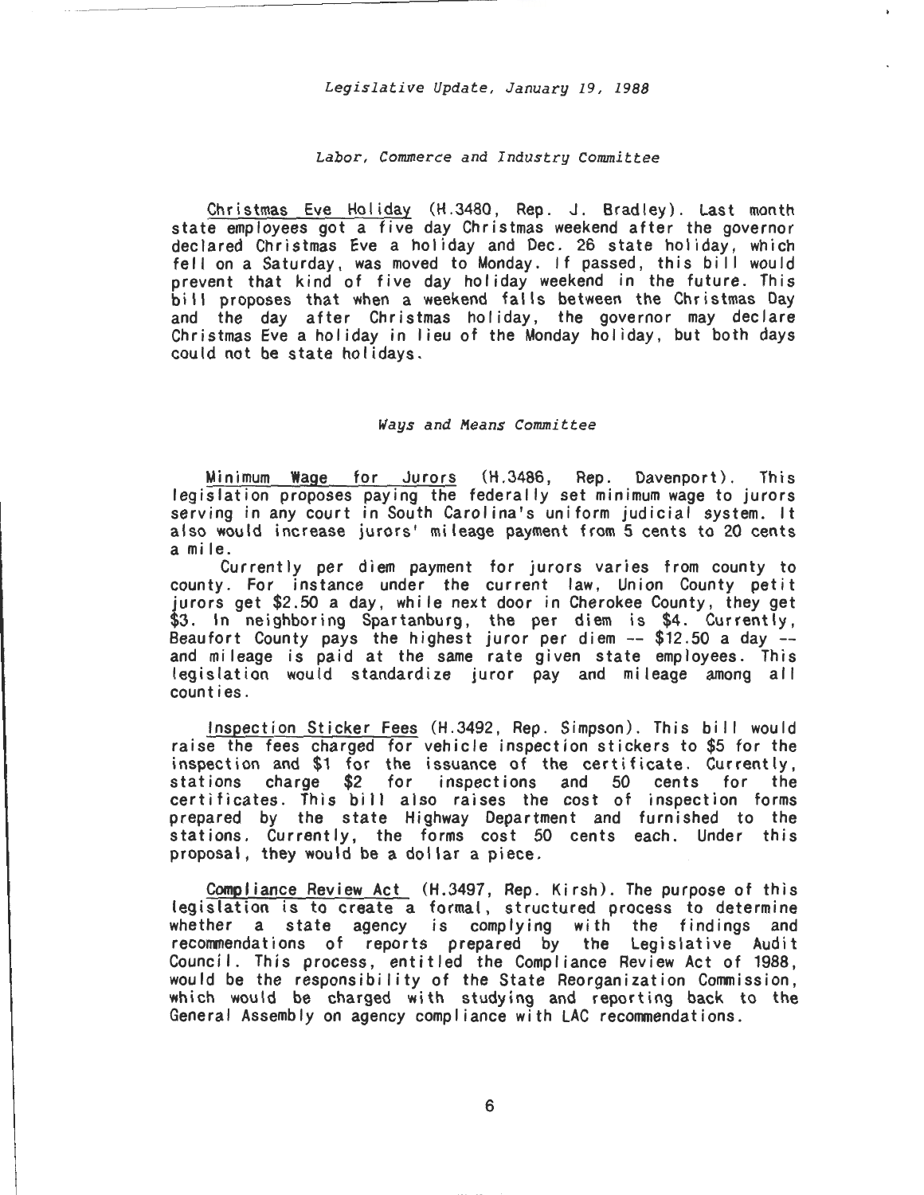*Legislative Update, January 19, 1988*

### *Labor, Commerce and Industry Committee*

Christmas Eve Holiday (H.3480, Rep. J. Bradley). Last month state employees got a five day Christmas weekend after the governor declared Christmas Eve a holiday and Dec. 26 state holiday, which fell on a Saturday, was moved to Monday. If passed, this bill would prevent that kind of five day holiday weekend in the future. This bill proposes that when a weekend falls between the Christmas Day and the day after Christmas holiday, the governor may declare Christmas Eve a holiday in lieu of the Monday holiday, but both days could not be state holidays.

### *Ways and Means Committee*

Minimum Wage for Jurors (H.3486, Rep. Davenport). This legislation proposes paying the federally set minimum wage to jurors serving in any court in South Carolina's uniform judicial system. It also would increase jurors' mileage payment from 5 cents to 20 cents a mile.

Currently per diem payment for jurors varies from county to county. For instance under the current law, Union County petit jurors get $2.50 a day, while next door in Cherokee County, they get $3. In neighboring Spartanburg, the per diem is $4. Currently, Beaufort County pays the highest juror per diem -- $12.50 a day -- and mileage is paid at the same rate given state employees. This legislation would standardize juror pay and mileage among all counties.

Inspection Sticker Fees (H.3492, Rep. Simpson). This bill would raise the fees charged for vehicle inspection stickers to $5 for the inspection and $1 for the issuance of the certificate. Currently, stations charge $2 for inspections and 50 cents for the certificates. This bill also raises the cost of inspection forms prepared by the state Highway Department and furnished to the stations. Currently, the forms cost 50 cents each. Under this proposal, they would be a dollar a piece.

Compliance Review Act (H.3497, Rep. Kirsh). The purpose of this legislation is to create a formal, structured process to determine whether a state agency is complying with the findings and recommendations of reports prepared by the Legislative Audit Council. This process, entitled the Compliance Review Act of 1988, would be the responsibility of the State Reorganization Commission, which would be charged with studying and reporting back to the General Assembly on agency compliance with LAC recommendations.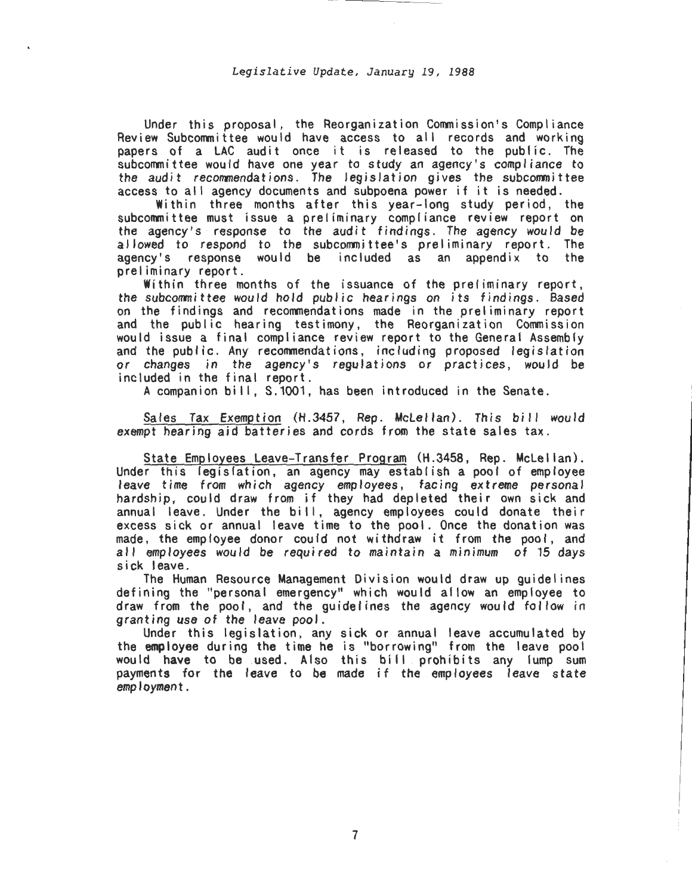Under this proposal, the Reorganization Commission's Compliance Review Subcommittee would have access to all records and working papers of a LAC audit once it is released to the public. The subcommittee would have one year to study an agency's compliance to the audit recommendations. The legislation gives the subcommittee access to all agency documents and subpoena power if it is needed.

Within three months after this year-long study period, the subcommittee must issue a preliminary compliance review report on the agency's response to the audit findings. The agency would be allowed to respond to the subcommittee's preliminary report. The agency's response would be included as an appendix to the preliminary report.

Within three months of the issuance of the preliminary report, the subcommittee would hold public hearings on its findings. Based on the findings and recommendations made in the preliminary report and the public hearing testimony, the Reorganization Commission would issue a final compliance review report to the General Assembly and the public. Any recommendations, including proposed legislation or changes in the agency's regulations or practices, would be included in the final report.

A companion bill, S.1001, has been introduced in the Senate.

<u>Sales Tax Exemption</u> (H.3457, Rep. McLellan). This bill would exempt hearing aid batteries and cords from the state sales tax.

<u>State Employees Leave-Transfer Program</u> (H.3458, Rep. McLellan). Under this legislation, an agency may establish a pool of employee leave time from which agency employees, facing extreme personal hardship, could draw from if they had depleted their own sick and annual leave. Under the bill, agency employees could donate their excess sick or annual leave time to the pool. Once the donation was made, the employee donor could not withdraw it from the pool, and all employees would be required to maintain a minimum of 15 days sick leave.

The Human Resource Management Division would draw up guidelines defining the "personal emergency" which would allow an employee to draw from the pool, and the guidelines the agency would follow in granting use of the leave pool.

Under this legislation, any sick or annual leave accumulated by the employee during the time he is "borrowing" from the leave pool would have to be used. Also this bill prohibits any lump sum payments for the leave to be made if the employees leave state employment.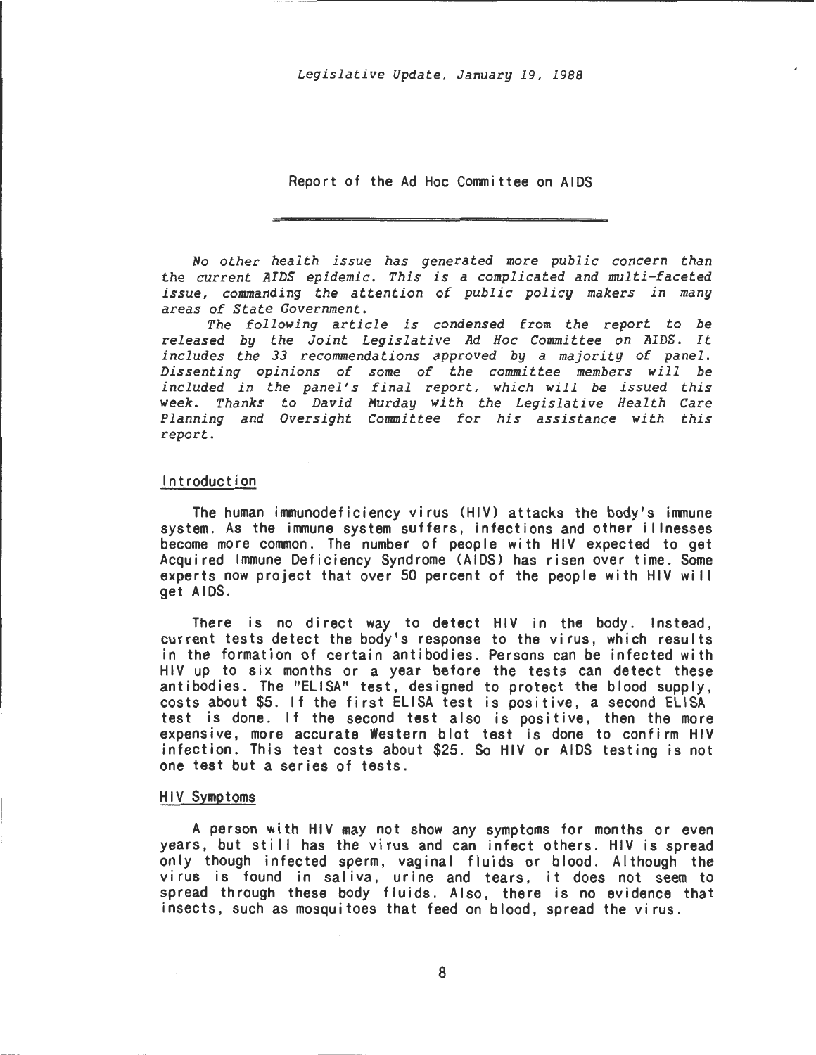*Legislative Update, January 19, 1988*

## Report of the Ad Hoc Committee on AIDS

*No other health issue has generated more public concern than the current AIDS epidemic. This is a complicated and multi-faceted issue, commanding the attention of public policy makers in many areas of State Government.*

*The following article is condensed from the report to be released by the Joint Legislative Ad Hoc Committee on AIDS. It includes the 33 recommendations approved by a majority of panel. Dissenting opinions of some of the committee members will be included in the panel's final report, which will be issued this week. Thanks to David Murday with the Legislative Health Care Planning and Oversight Committee for his assistance with this report.*

### Introduction

The human immunodeficiency virus (HIV) attacks the body's immune system. As the immune system suffers, infections and other illnesses become more common. The number of people with HIV expected to get Acquired Immune Deficiency Syndrome (AIDS) has risen over time. Some experts now project that over 50 percent of the people with HIV will get AIDS.

There is no direct way to detect HIV in the body. Instead, current tests detect the body's response to the virus, which results in the formation of certain antibodies. Persons can be infected with HIV up to six months or a year before the tests can detect these antibodies. The "ELISA" test, designed to protect the blood supply, costs about $5. If the first ELISA test is positive, a second ELISA test is done. If the second test also is positive, then the more expensive, more accurate Western blot test is done to confirm HIV infection. This test costs about $25. So HIV or AIDS testing is not one test but a series of tests.

### HIV Symptoms

A person with HIV may not show any symptoms for months or even years, but still has the virus and can infect others. HIV is spread only though infected sperm, vaginal fluids or blood. Although the virus is found in saliva, urine and tears, it does not seem to spread through these body fluids. Also, there is no evidence that insects, such as mosquitoes that feed on blood, spread the virus.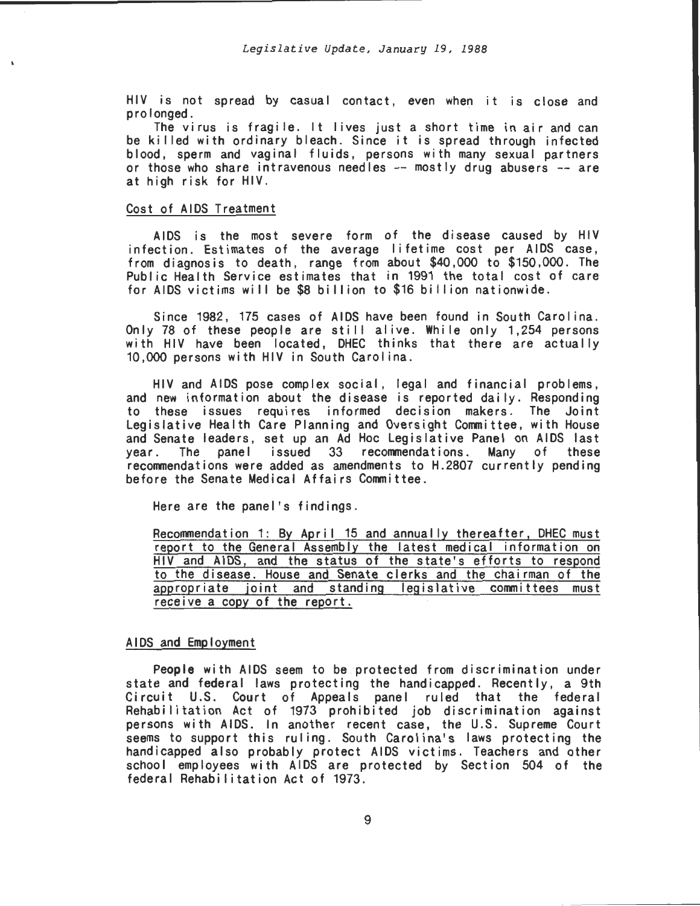HIV is not spread by casual contact, even when it is close and prolonged.

The virus is fragile. It lives just a short time in air and can be killed with ordinary bleach. Since it is spread through infected blood, sperm and vaginal fluids, persons with many sexual partners or those who share intravenous needles -- mostly drug abusers -- are at high risk for HIV.

## Cost of AIDS Treatment

AIDS is the most severe form of the disease caused by HIV infection. Estimates of the average lifetime cost per AIDS case, from diagnosis to death, range from about $40,000 to $150,000. The Public Health Service estimates that in 1991 the total cost of care for AIDS victims will be $8 billion to $16 billion nationwide.

Since 1982, 175 cases of AIDS have been found in South Carolina. Only 78 of these people are still alive. While only 1,254 persons with HIV have been located, DHEC thinks that there are actually 10,000 persons with HIV in South Carolina.

HIV and AIDS pose complex social, legal and financial problems, and new information about the disease is reported daily. Responding to these issues requires informed decision makers. The Joint Legislative Health Care Planning and Oversight Committee, with House and Senate leaders, set up an Ad Hoc Legislative Panel on AIDS last year. The panel issued 33 recommendations. Many of these recommendations were added as amendments to H.2807 currently pending before the Senate Medical Affairs Committee.

Here are the panel's findings.

Recommendation 1: By April 15 and annually thereafter, DHEC must report to the General Assembly the latest medical information on HIV and AIDS, and the status of the state's efforts to respond to the disease. House and Senate clerks and the chairman of the appropriate joint and standing legislative committees must receive a copy of the report.

## AIDS and Employment

People with AIDS seem to be protected from discrimination under state and federal laws protecting the handicapped. Recently, a 9th Circuit U.S. Court of Appeals panel ruled that the federal Rehabilitation Act of 1973 prohibited job discrimination against persons with AIDS. In another recent case, the U.S. Supreme Court seems to support this ruling. South Carolina's laws protecting the handicapped also probably protect AIDS victims. Teachers and other school employees with AIDS are protected by Section 504 of the federal Rehabilitation Act of 1973.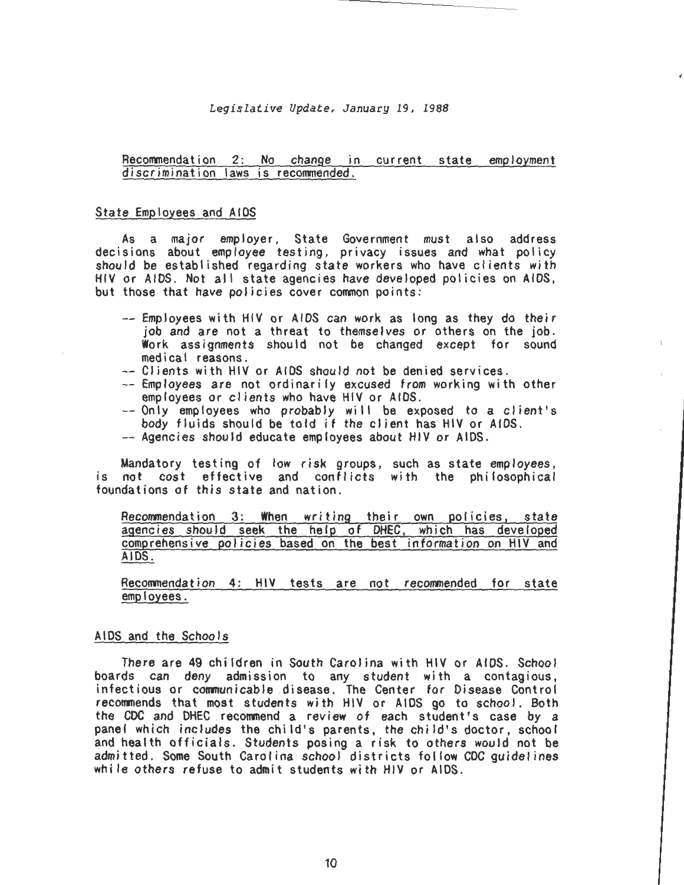<u>Recommendation 2: No change in current state employment discrimination laws is recommended.</u>

## <u>State Employees and AIDS</u>

As a major employer, State Government must also address decisions about employee testing, privacy issues and what policy should be established regarding state workers who have clients with HIV or AIDS. Not all state agencies have developed policies on AIDS, but those that have policies cover common points:

- -- Employees with HIV or AIDS can work as long as they do their job and are not a threat to themselves or others on the job. Work assignments should not be changed except for sound medical reasons.
- -- Clients with HIV or AIDS should not be denied services.
- -- Employees are not ordinarily excused from working with other employees or clients who have HIV or AIDS.
- -- Only employees who probably will be exposed to a client's body fluids should be told if the client has HIV or AIDS.
- -- Agencies should educate employees about HIV or AIDS.

Mandatory testing of low risk groups, such as state employees, is not cost effective and conflicts with the philosophical foundations of this state and nation.

<u>Recommendation 3: When writing their own policies, state agencies should seek the help of DHEC, which has developed comprehensive policies based on the best information on HIV and AIDS.</u>

<u>Recommendation 4: HIV tests are not recommended for state employees.</u>

## <u>AIDS and the Schools</u>

There are 49 children in South Carolina with HIV or AIDS. School boards can deny admission to any student with a contagious, infectious or communicable disease. The Center for Disease Control recommends that most students with HIV or AIDS go to school. Both the CDC and DHEC recommend a review of each student's case by a panel which includes the child's parents, the child's doctor, school and health officials. Students posing a risk to others would not be admitted. Some South Carolina school districts follow CDC guidelines while others refuse to admit students with HIV or AIDS.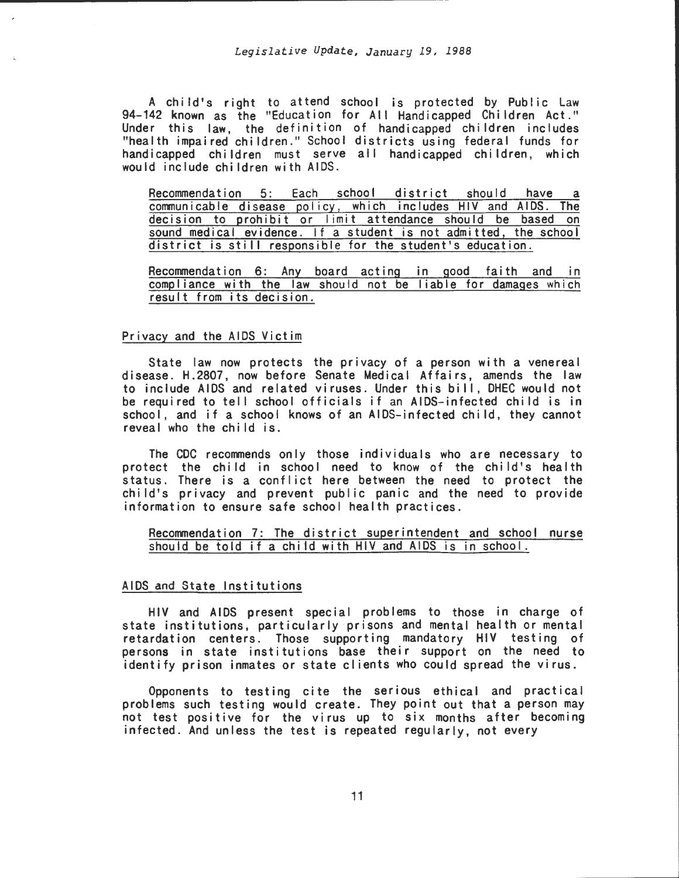A child's right to attend school is protected by Public Law 94-142 known as the "Education for All Handicapped Children Act." Under this law, the definition of handicapped children includes "health impaired children." School districts using federal funds for handicapped children must serve all handicapped children, which would include children with AIDS.

Recommendation 5: Each school district should have a communicable disease policy, which includes HIV and AIDS. The decision to prohibit or limit attendance should be based on sound medical evidence. If a student is not admitted, the school district is still responsible for the student's education.

Recommendation 6: Any board acting in good faith and in compliance with the law should not be liable for damages which result from its decision.

## Privacy and the AIDS Victim

State law now protects the privacy of a person with a venereal disease. H.2807, now before Senate Medical Affairs, amends the law to include AIDS and related viruses. Under this bill, DHEC would not be required to tell school officials if an AIDS-infected child is in school, and if a school knows of an AIDS-infected child, they cannot reveal who the child is.

The CDC recommends only those individuals who are necessary to protect the child in school need to know of the child's health status. There is a conflict here between the need to protect the child's privacy and prevent public panic and the need to provide information to ensure safe school health practices.

Recommendation 7: The district superintendent and school nurse should be told if a child with HIV and AIDS is in school.

## AIDS and State Institutions

HIV and AIDS present special problems to those in charge of state institutions, particularly prisons and mental health or mental retardation centers. Those supporting mandatory HIV testing of persons in state institutions base their support on the need to identify prison inmates or state clients who could spread the virus.

Opponents to testing cite the serious ethical and practical problems such testing would create. They point out that a person may not test positive for the virus up to six months after becoming infected. And unless the test is repeated regularly, not every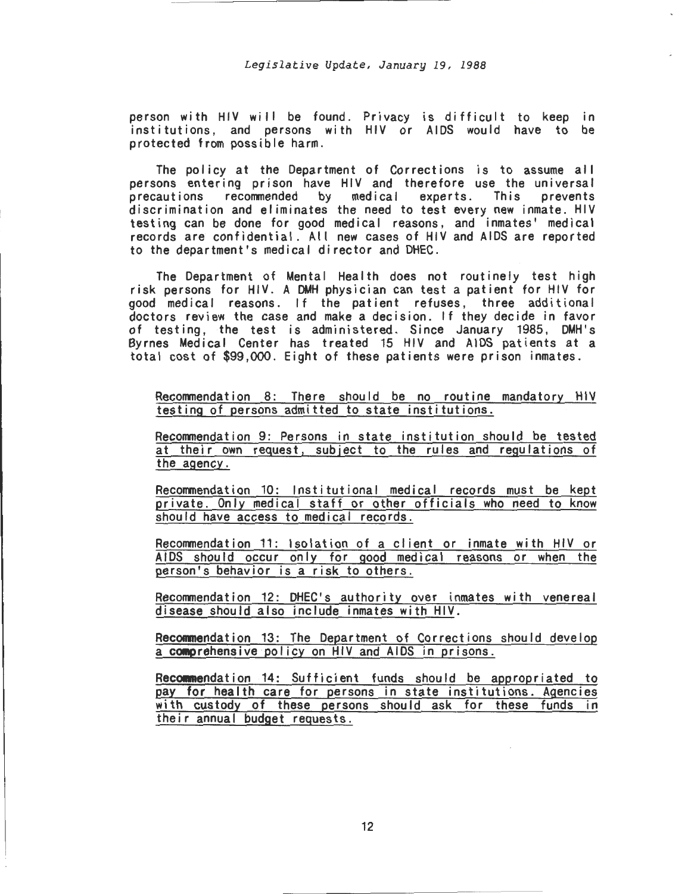person with HIV will be found. Privacy is difficult to keep in institutions, and persons with HIV or AIDS would have to be protected from possible harm.

The policy at the Department of Corrections is to assume all persons entering prison have HIV and therefore use the universal precautions recommended by medical experts. This prevents discrimination and eliminates the need to test every new inmate. HIV testing can be done for good medical reasons, and inmates' medical records are confidential. All new cases of HIV and AIDS are reported to the department's medical director and DHEC.

The Department of Mental Health does not routinely test high risk persons for HIV. A DMH physician can test a patient for HIV for good medical reasons. If the patient refuses, three additional doctors review the case and make a decision. If they decide in favor of testing, the test is administered. Since January 1985, DMH's Byrnes Medical Center has treated 15 HIV and AIDS patients at a total cost of $99,000. Eight of these patients were prison inmates.

Recommendation 8: There should be no routine mandatory HIV testing of persons admitted to state institutions.

Recommendation 9: Persons in state institution should be tested at their own request, subject to the rules and regulations of the agency.

Recommendation 10: Institutional medical records must be kept private. Only medical staff or other officials who need to know should have access to medical records.

Recommendation 11: Isolation of a client or inmate with HIV or AIDS should occur only for good medical reasons or when the person's behavior is a risk to others.

Recommendation 12: DHEC's authority over inmates with venereal disease should also include inmates with HIV.

Recommendation 13: The Department of Corrections should develop a comprehensive policy on HIV and AIDS in prisons.

Recommendation 14: Sufficient funds should be appropriated to pay for health care for persons in state institutions. Agencies with custody of these persons should ask for these funds in their annual budget requests.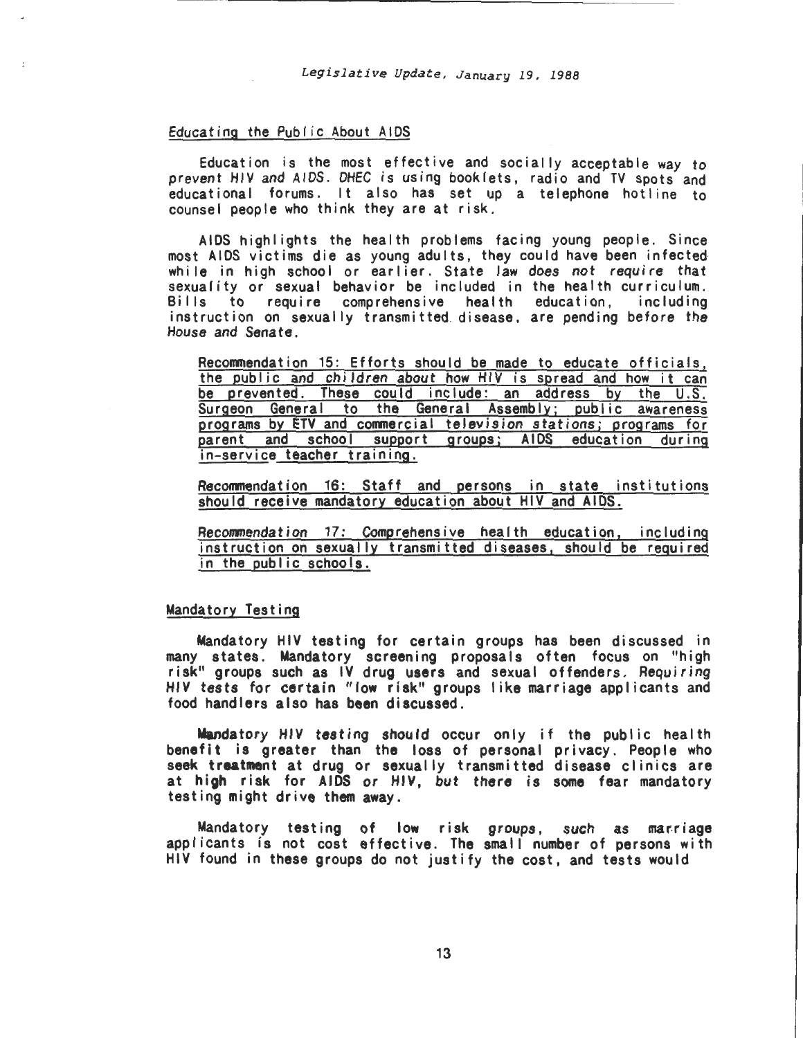## Educating the Public About AIDS

Education is the most effective and socially acceptable way to prevent HIV and AIDS. DHEC is using booklets, radio and TV spots and educational forums. It also has set up a telephone hotline to counsel people who think they are at risk.

AIDS highlights the health problems facing young people. Since most AIDS victims die as young adults, they could have been infected while in high school or earlier. State law does not require that sexuality or sexual behavior be included in the health curriculum. Bills to require comprehensive health education, including instruction on sexually transmitted disease, are pending before the House and Senate.

> Recommendation 15: Efforts should be made to educate officials, the public and children about how HIV is spread and how it can be prevented. These could include: an address by the U.S. Surgeon General to the General Assembly; public awareness programs by ETV and commercial television stations; programs for parent and school support groups; AIDS education during in-service teacher training.

> Recommendation 16: Staff and persons in state institutions should receive mandatory education about HIV and AIDS.

> Recommendation 17: Comprehensive health education, including instruction on sexually transmitted diseases, should be required in the public schools.

## Mandatory Testing

Mandatory HIV testing for certain groups has been discussed in many states. Mandatory screening proposals often focus on "high risk" groups such as IV drug users and sexual offenders. Requiring HIV tests for certain "low risk" groups like marriage applicants and food handlers also has been discussed.

Mandatory HIV testing should occur only if the public health benefit is greater than the loss of personal privacy. People who seek treatment at drug or sexually transmitted disease clinics are at high risk for AIDS or HIV, but there is some fear mandatory testing might drive them away.

Mandatory testing of low risk groups, such as marriage applicants is not cost effective. The small number of persons with HIV found in these groups do not justify the cost, and tests would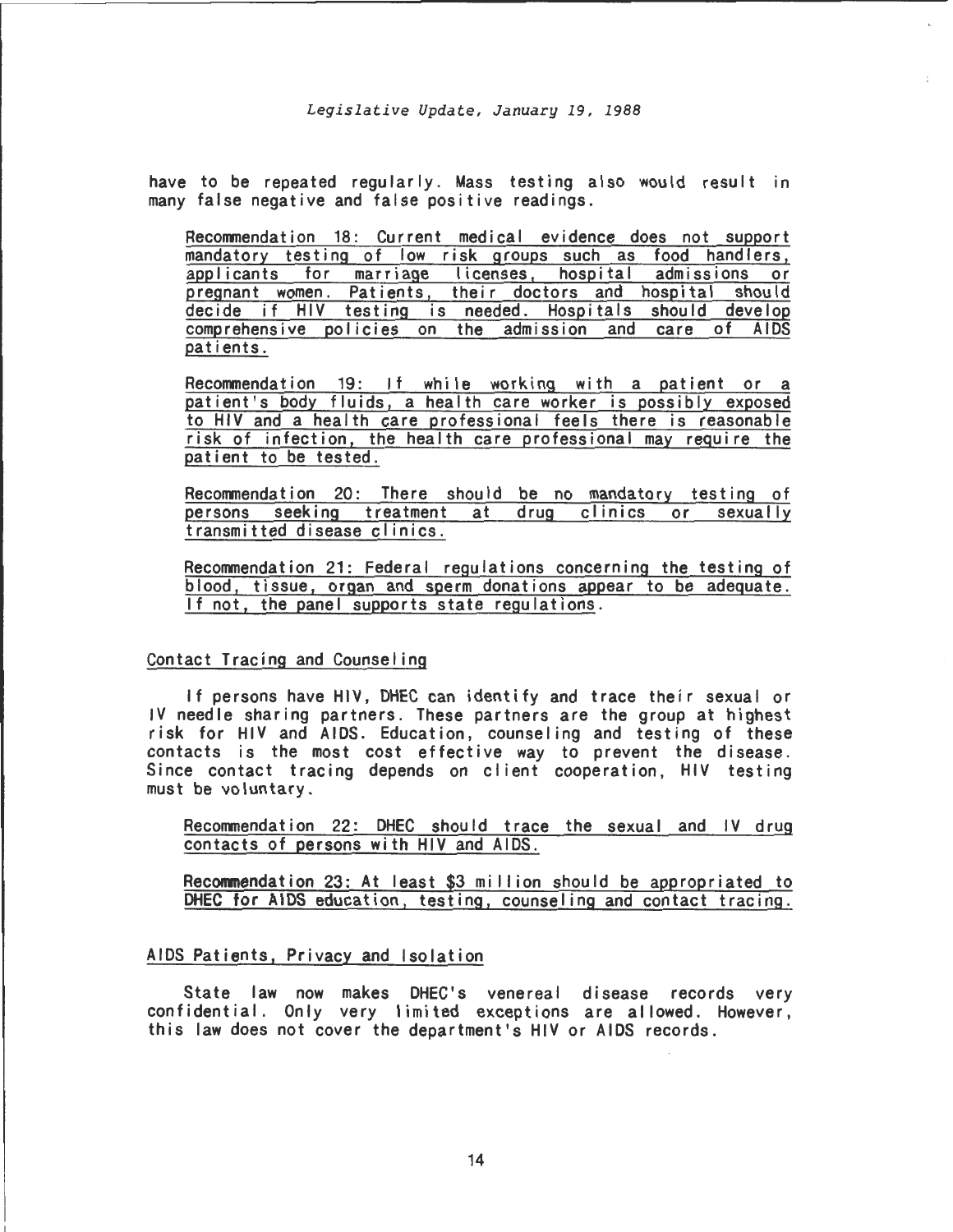have to be repeated regularly. Mass testing also would result in many false negative and false positive readings.

Recommendation 18: Current medical evidence does not support mandatory testing of low risk groups such as food handlers, applicants for marriage licenses, hospital admissions or pregnant women. Patients, their doctors and hospital should decide if HIV testing is needed. Hospitals should develop comprehensive policies on the admission and care of AIDS patients.

Recommendation 19: If while working with a patient or a patient's body fluids, a health care worker is possibly exposed to HIV and a health care professional feels there is reasonable risk of infection, the health care professional may require the patient to be tested.

Recommendation 20: There should be no mandatory testing of persons seeking treatment at drug clinics or sexually transmitted disease clinics.

Recommendation 21: Federal regulations concerning the testing of blood, tissue, organ and sperm donations appear to be adequate. If not, the panel supports state regulations.

## Contact Tracing and Counseling

If persons have HIV, DHEC can identify and trace their sexual or IV needle sharing partners. These partners are the group at highest risk for HIV and AIDS. Education, counseling and testing of these contacts is the most cost effective way to prevent the disease. Since contact tracing depends on client cooperation, HIV testing must be voluntary.

Recommendation 22: DHEC should trace the sexual and IV drug contacts of persons with HIV and AIDS.

Recommendation 23: At least $3 million should be appropriated to DHEC for AIDS education, testing, counseling and contact tracing.

## AIDS Patients, Privacy and Isolation

State law now makes DHEC's venereal disease records very confidential. Only very limited exceptions are allowed. However, this law does not cover the department's HIV or AIDS records.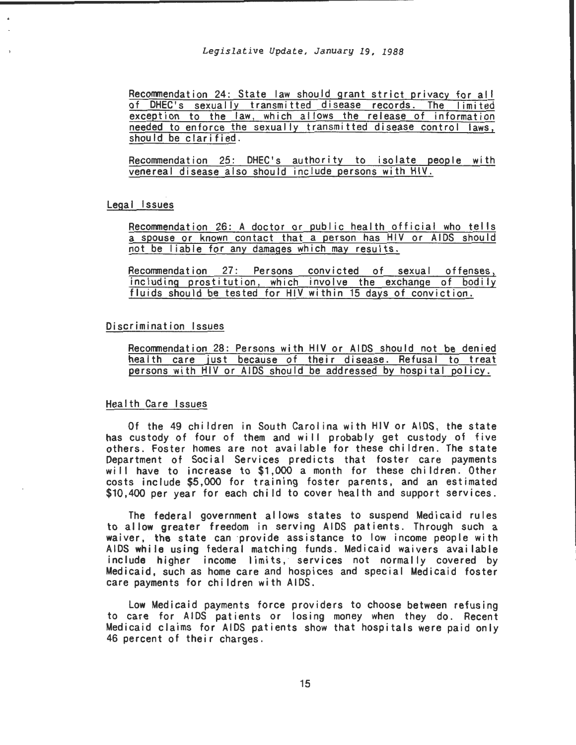Recommendation 24: State law should grant strict privacy for all of DHEC's sexually transmitted disease records. The limited exception to the law, which allows the release of information needed to enforce the sexually transmitted disease control laws, should be clarified.

Recommendation 25: DHEC's authority to isolate people with venereal disease also should include persons with HIV.

## Legal Issues

Recommendation 26: A doctor or public health official who tells a spouse or known contact that a person has HIV or AIDS should not be liable for any damages which may results.

Recommendation 27: Persons convicted of sexual offenses, including prostitution, which involve the exchange of bodily fluids should be tested for HIV within 15 days of conviction.

## Discrimination Issues

Recommendation 28: Persons with HIV or AIDS should not be denied health care just because of their disease. Refusal to treat persons with HIV or AIDS should be addressed by hospital policy.

## Health Care Issues

Of the 49 children in South Carolina with HIV or AIDS, the state has custody of four of them and will probably get custody of five others. Foster homes are not available for these children. The state Department of Social Services predicts that foster care payments will have to increase to $1,000 a month for these children. Other costs include $5,000 for training foster parents, and an estimated $10,400 per year for each child to cover health and support services.

The federal government allows states to suspend Medicaid rules to allow greater freedom in serving AIDS patients. Through such a waiver, the state can provide assistance to low income people with AIDS while using federal matching funds. Medicaid waivers available include higher income limits, services not normally covered by Medicaid, such as home care and hospices and special Medicaid foster care payments for children with AIDS.

Low Medicaid payments force providers to choose between refusing to care for AIDS patients or losing money when they do. Recent Medicaid claims for AIDS patients show that hospitals were paid only 46 percent of their charges.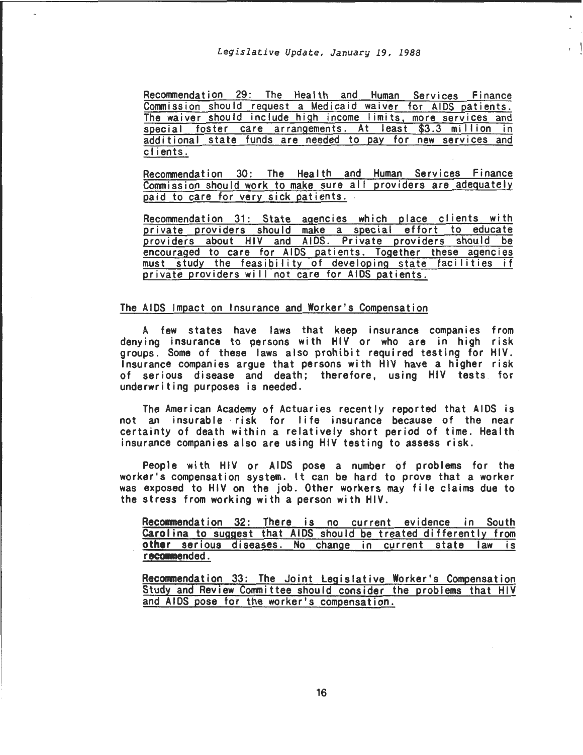Recommendation 29: The Health and Human Services Finance Commission should request a Medicaid waiver for AIDS patients. The waiver should include high income limits, more services and special foster care arrangements. At least $3.3 million in additional state funds are needed to pay for new services and clients.

Recommendation 30: The Health and Human Services Finance Commission should work to make sure all providers are adequately paid to care for very sick patients.

Recommendation 31: State agencies which place clients with private providers should make a special effort to educate providers about HIV and AIDS. Private providers should be encouraged to care for AIDS patients. Together these agencies must study the feasibility of developing state facilities if private providers will not care for AIDS patients.

## The AIDS Impact on Insurance and Worker's Compensation

A few states have laws that keep insurance companies from denying insurance to persons with HIV or who are in high risk groups. Some of these laws also prohibit required testing for HIV. Insurance companies argue that persons with HIV have a higher risk of serious disease and death; therefore, using HIV tests for underwriting purposes is needed.

The American Academy of Actuaries recently reported that AIDS is not an insurable risk for life insurance because of the near certainty of death within a relatively short period of time. Health insurance companies also are using HIV testing to assess risk.

People with HIV or AIDS pose a number of problems for the worker's compensation system. It can be hard to prove that a worker was exposed to HIV on the job. Other workers may file claims due to the stress from working with a person with HIV.

Recommendation 32: There is no current evidence in South Carolina to suggest that AIDS should be treated differently from other serious diseases. No change in current state law is recommended.

Recommendation 33: The Joint Legislative Worker's Compensation Study and Review Committee should consider the problems that HIV and AIDS pose for the worker's compensation.